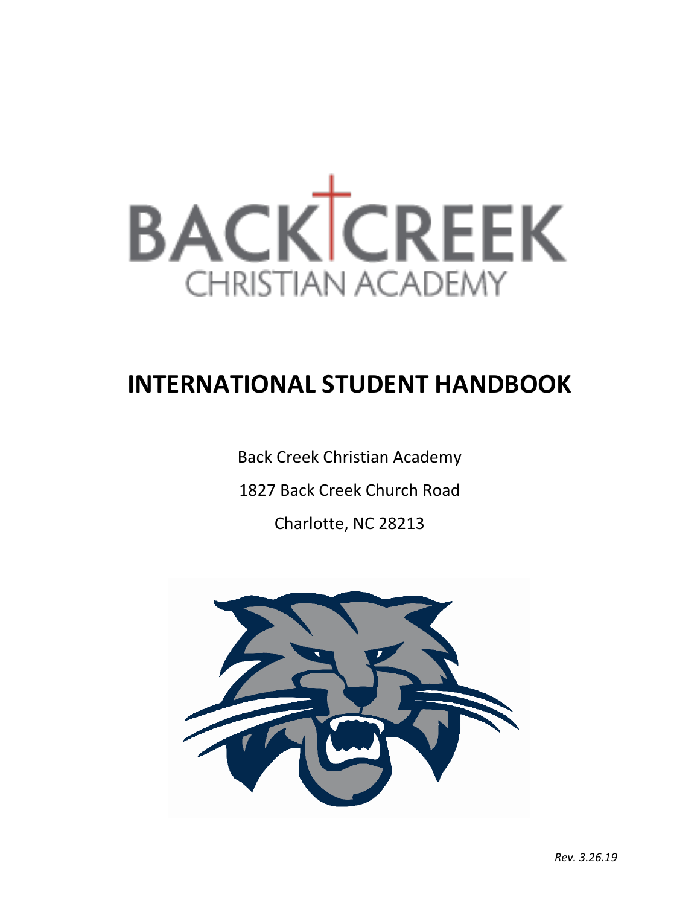BACK CREEK
CHRISTIAN ACADEMY

# INTERNATIONAL STUDENT HANDBOOK

Back Creek Christian Academy

1827 Back Creek Church Road

Charlotte, NC 28213

*Rev. 3.26.19*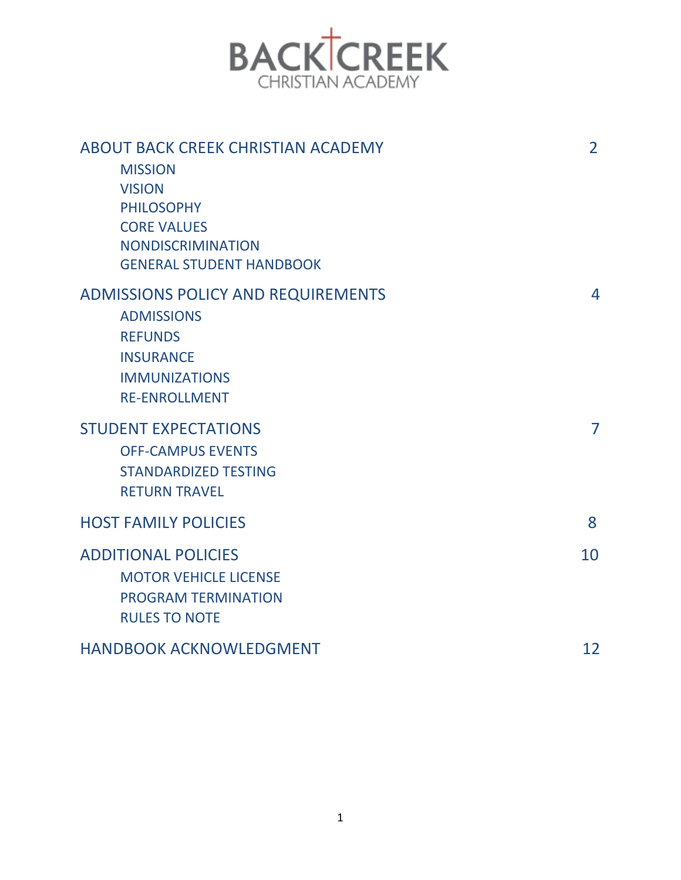BACK CREEK
CHRISTIAN ACADEMY

| | |
|---|---|
| ABOUT BACK CREEK CHRISTIAN ACADEMY | 2 |
| MISSION | |
| VISION | |
| PHILOSOPHY | |
| CORE VALUES | |
| NONDISCRIMINATION | |
| GENERAL STUDENT HANDBOOK | |
| ADMISSIONS POLICY AND REQUIREMENTS | 4 |
| ADMISSIONS | |
| REFUNDS | |
| INSURANCE | |
| IMMUNIZATIONS | |
| RE-ENROLLMENT | |
| STUDENT EXPECTATIONS | 7 |
| OFF-CAMPUS EVENTS | |
| STANDARDIZED TESTING | |
| RETURN TRAVEL | |
| HOST FAMILY POLICIES | 8 |
| ADDITIONAL POLICIES | 10 |
| MOTOR VEHICLE LICENSE | |
| PROGRAM TERMINATION | |
| RULES TO NOTE | |
| HANDBOOK ACKNOWLEDGMENT | 12 |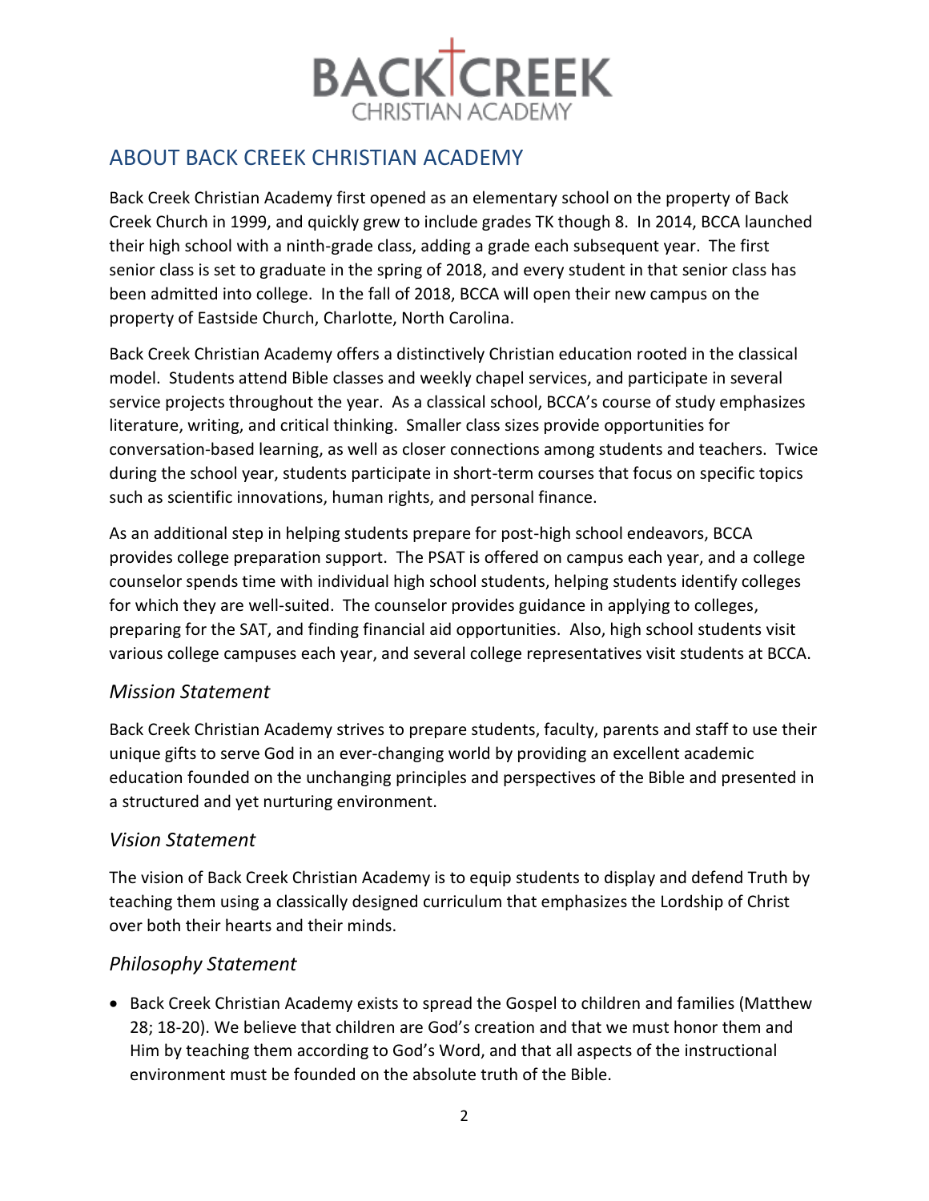# BACK CREEK
CHRISTIAN ACADEMY

## ABOUT BACK CREEK CHRISTIAN ACADEMY

Back Creek Christian Academy first opened as an elementary school on the property of Back Creek Church in 1999, and quickly grew to include grades TK though 8. In 2014, BCCA launched their high school with a ninth-grade class, adding a grade each subsequent year. The first senior class is set to graduate in the spring of 2018, and every student in that senior class has been admitted into college. In the fall of 2018, BCCA will open their new campus on the property of Eastside Church, Charlotte, North Carolina.

Back Creek Christian Academy offers a distinctively Christian education rooted in the classical model. Students attend Bible classes and weekly chapel services, and participate in several service projects throughout the year. As a classical school, BCCA's course of study emphasizes literature, writing, and critical thinking. Smaller class sizes provide opportunities for conversation-based learning, as well as closer connections among students and teachers. Twice during the school year, students participate in short-term courses that focus on specific topics such as scientific innovations, human rights, and personal finance.

As an additional step in helping students prepare for post-high school endeavors, BCCA provides college preparation support. The PSAT is offered on campus each year, and a college counselor spends time with individual high school students, helping students identify colleges for which they are well-suited. The counselor provides guidance in applying to colleges, preparing for the SAT, and finding financial aid opportunities. Also, high school students visit various college campuses each year, and several college representatives visit students at BCCA.

### *Mission Statement*

Back Creek Christian Academy strives to prepare students, faculty, parents and staff to use their unique gifts to serve God in an ever-changing world by providing an excellent academic education founded on the unchanging principles and perspectives of the Bible and presented in a structured and yet nurturing environment.

### *Vision Statement*

The vision of Back Creek Christian Academy is to equip students to display and defend Truth by teaching them using a classically designed curriculum that emphasizes the Lordship of Christ over both their hearts and their minds.

### *Philosophy Statement*

- Back Creek Christian Academy exists to spread the Gospel to children and families (Matthew 28; 18-20). We believe that children are God's creation and that we must honor them and Him by teaching them according to God's Word, and that all aspects of the instructional environment must be founded on the absolute truth of the Bible.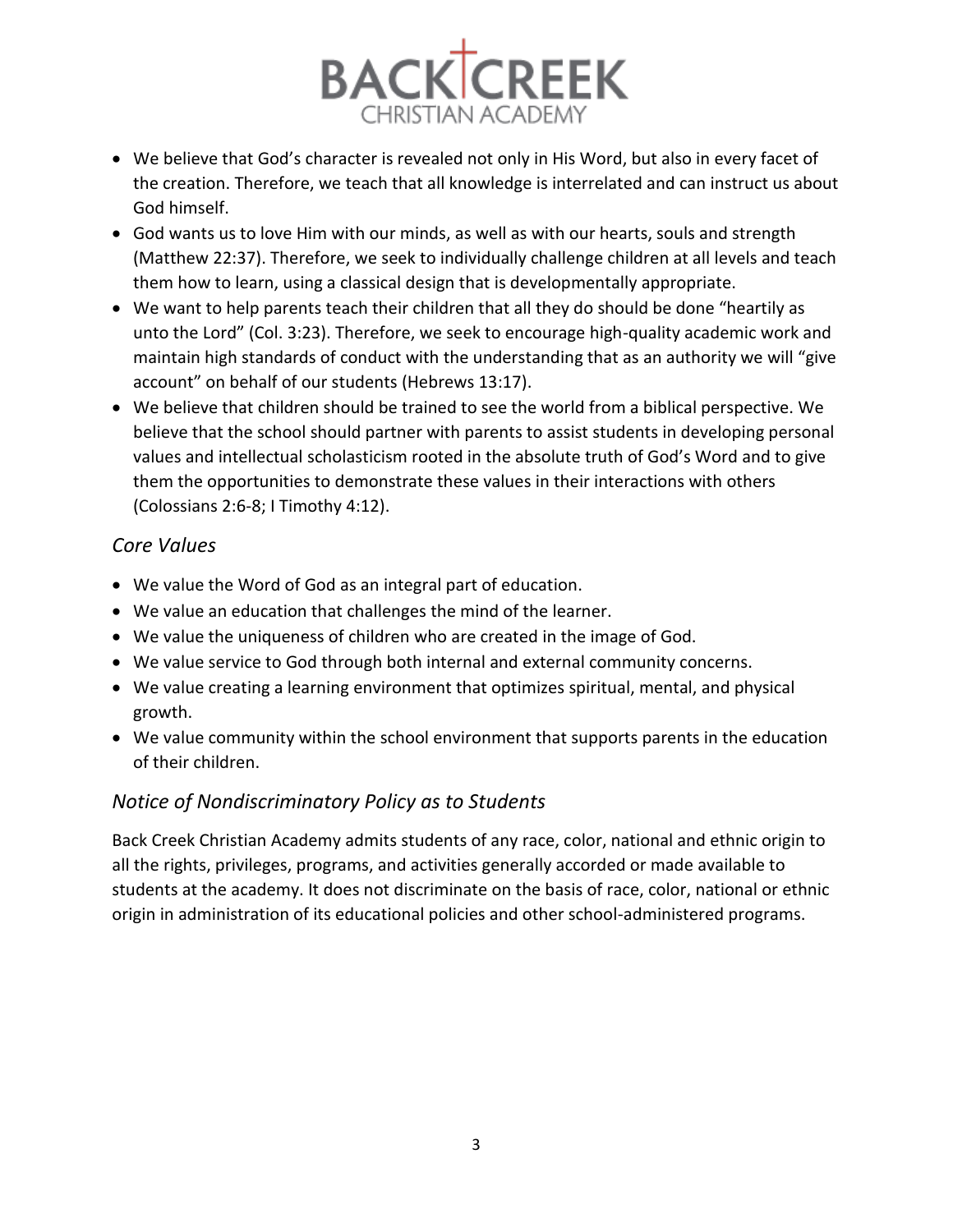- We believe that God's character is revealed not only in His Word, but also in every facet of the creation. Therefore, we teach that all knowledge is interrelated and can instruct us about God himself.
- God wants us to love Him with our minds, as well as with our hearts, souls and strength (Matthew 22:37). Therefore, we seek to individually challenge children at all levels and teach them how to learn, using a classical design that is developmentally appropriate.
- We want to help parents teach their children that all they do should be done "heartily as unto the Lord" (Col. 3:23). Therefore, we seek to encourage high-quality academic work and maintain high standards of conduct with the understanding that as an authority we will "give account" on behalf of our students (Hebrews 13:17).
- We believe that children should be trained to see the world from a biblical perspective. We believe that the school should partner with parents to assist students in developing personal values and intellectual scholasticism rooted in the absolute truth of God's Word and to give them the opportunities to demonstrate these values in their interactions with others (Colossians 2:6-8; I Timothy 4:12).

## *Core Values*

- We value the Word of God as an integral part of education.
- We value an education that challenges the mind of the learner.
- We value the uniqueness of children who are created in the image of God.
- We value service to God through both internal and external community concerns.
- We value creating a learning environment that optimizes spiritual, mental, and physical growth.
- We value community within the school environment that supports parents in the education of their children.

## *Notice of Nondiscriminatory Policy as to Students*

Back Creek Christian Academy admits students of any race, color, national and ethnic origin to all the rights, privileges, programs, and activities generally accorded or made available to students at the academy. It does not discriminate on the basis of race, color, national or ethnic origin in administration of its educational policies and other school-administered programs.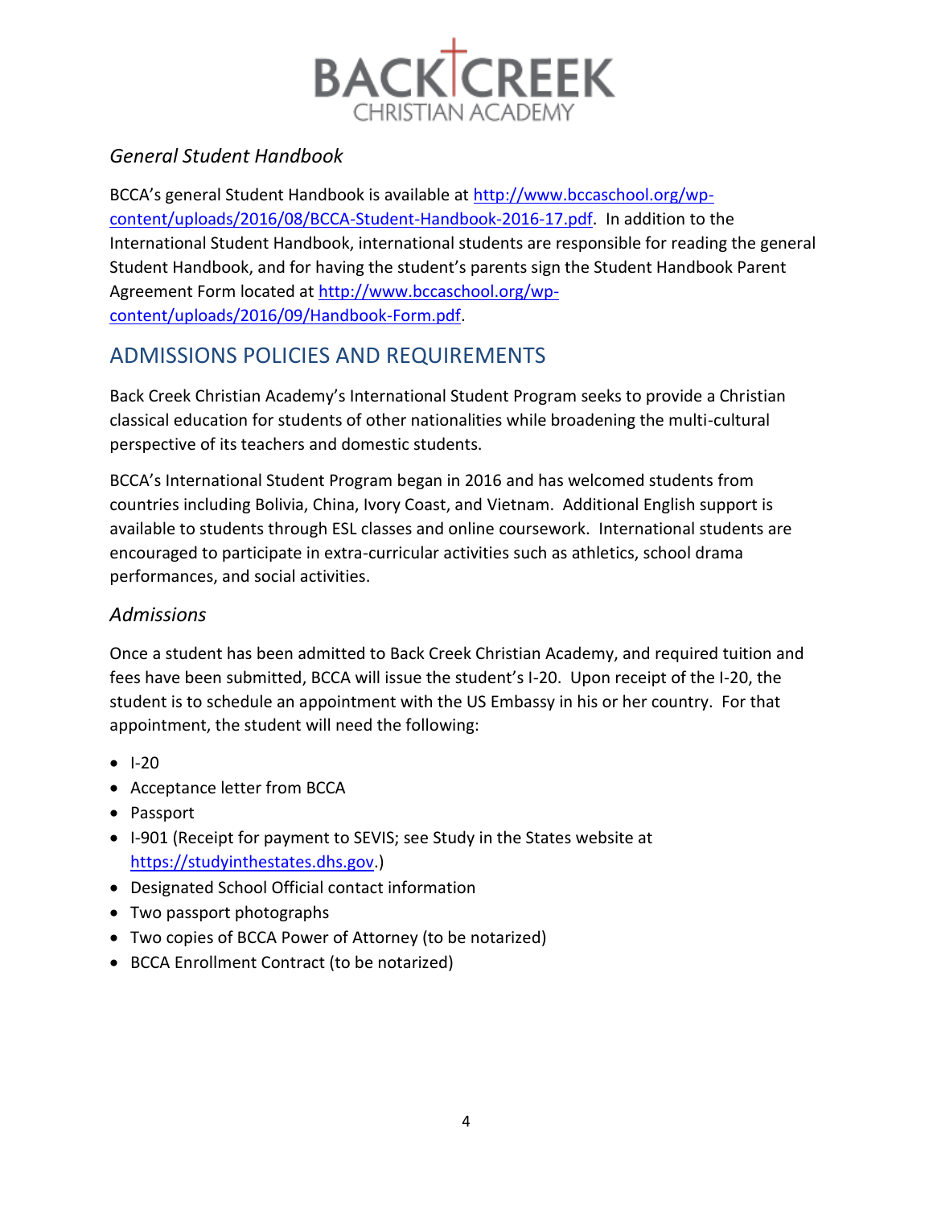### *General Student Handbook*

BCCA's general Student Handbook is available at http://www.bccaschool.org/wp-content/uploads/2016/08/BCCA-Student-Handbook-2016-17.pdf. In addition to the International Student Handbook, international students are responsible for reading the general Student Handbook, and for having the student's parents sign the Student Handbook Parent Agreement Form located at http://www.bccaschool.org/wp-content/uploads/2016/09/Handbook-Form.pdf.

## ADMISSIONS POLICIES AND REQUIREMENTS

Back Creek Christian Academy's International Student Program seeks to provide a Christian classical education for students of other nationalities while broadening the multi-cultural perspective of its teachers and domestic students.

BCCA's International Student Program began in 2016 and has welcomed students from countries including Bolivia, China, Ivory Coast, and Vietnam. Additional English support is available to students through ESL classes and online coursework. International students are encouraged to participate in extra-curricular activities such as athletics, school drama performances, and social activities.

### *Admissions*

Once a student has been admitted to Back Creek Christian Academy, and required tuition and fees have been submitted, BCCA will issue the student's I-20. Upon receipt of the I-20, the student is to schedule an appointment with the US Embassy in his or her country. For that appointment, the student will need the following:

- I-20
- Acceptance letter from BCCA
- Passport
- I-901 (Receipt for payment to SEVIS; see Study in the States website at https://studyinthestates.dhs.gov.)
- Designated School Official contact information
- Two passport photographs
- Two copies of BCCA Power of Attorney (to be notarized)
- BCCA Enrollment Contract (to be notarized)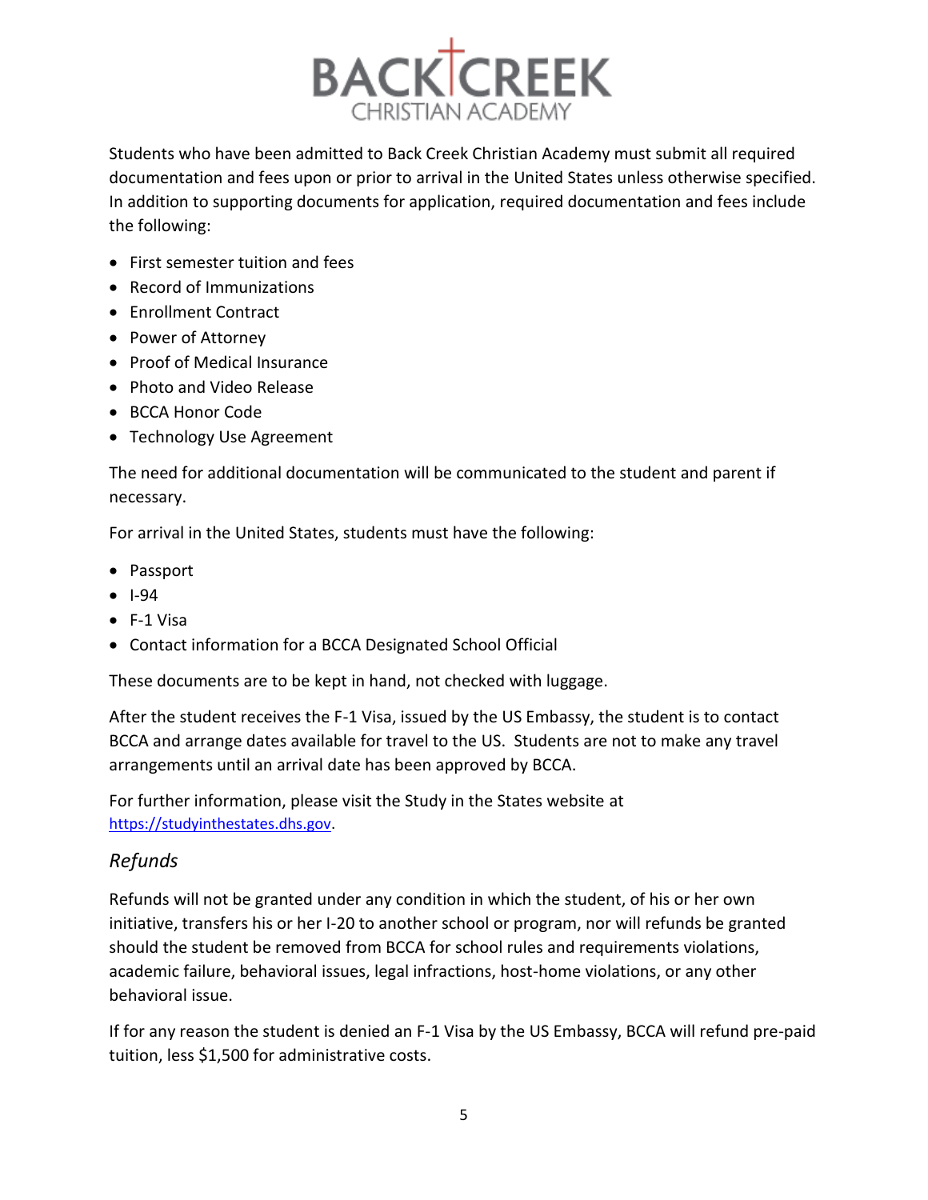BACK CREEK
CHRISTIAN ACADEMY

Students who have been admitted to Back Creek Christian Academy must submit all required documentation and fees upon or prior to arrival in the United States unless otherwise specified. In addition to supporting documents for application, required documentation and fees include the following:

- First semester tuition and fees
- Record of Immunizations
- Enrollment Contract
- Power of Attorney
- Proof of Medical Insurance
- Photo and Video Release
- BCCA Honor Code
- Technology Use Agreement

The need for additional documentation will be communicated to the student and parent if necessary.

For arrival in the United States, students must have the following:

- Passport
- I-94
- F-1 Visa
- Contact information for a BCCA Designated School Official

These documents are to be kept in hand, not checked with luggage.

After the student receives the F-1 Visa, issued by the US Embassy, the student is to contact BCCA and arrange dates available for travel to the US. Students are not to make any travel arrangements until an arrival date has been approved by BCCA.

For further information, please visit the Study in the States website at https://studyinthestates.dhs.gov.

## *Refunds*

Refunds will not be granted under any condition in which the student, of his or her own initiative, transfers his or her I-20 to another school or program, nor will refunds be granted should the student be removed from BCCA for school rules and requirements violations, academic failure, behavioral issues, legal infractions, host-home violations, or any other behavioral issue.

If for any reason the student is denied an F-1 Visa by the US Embassy, BCCA will refund pre-paid tuition, less $1,500 for administrative costs.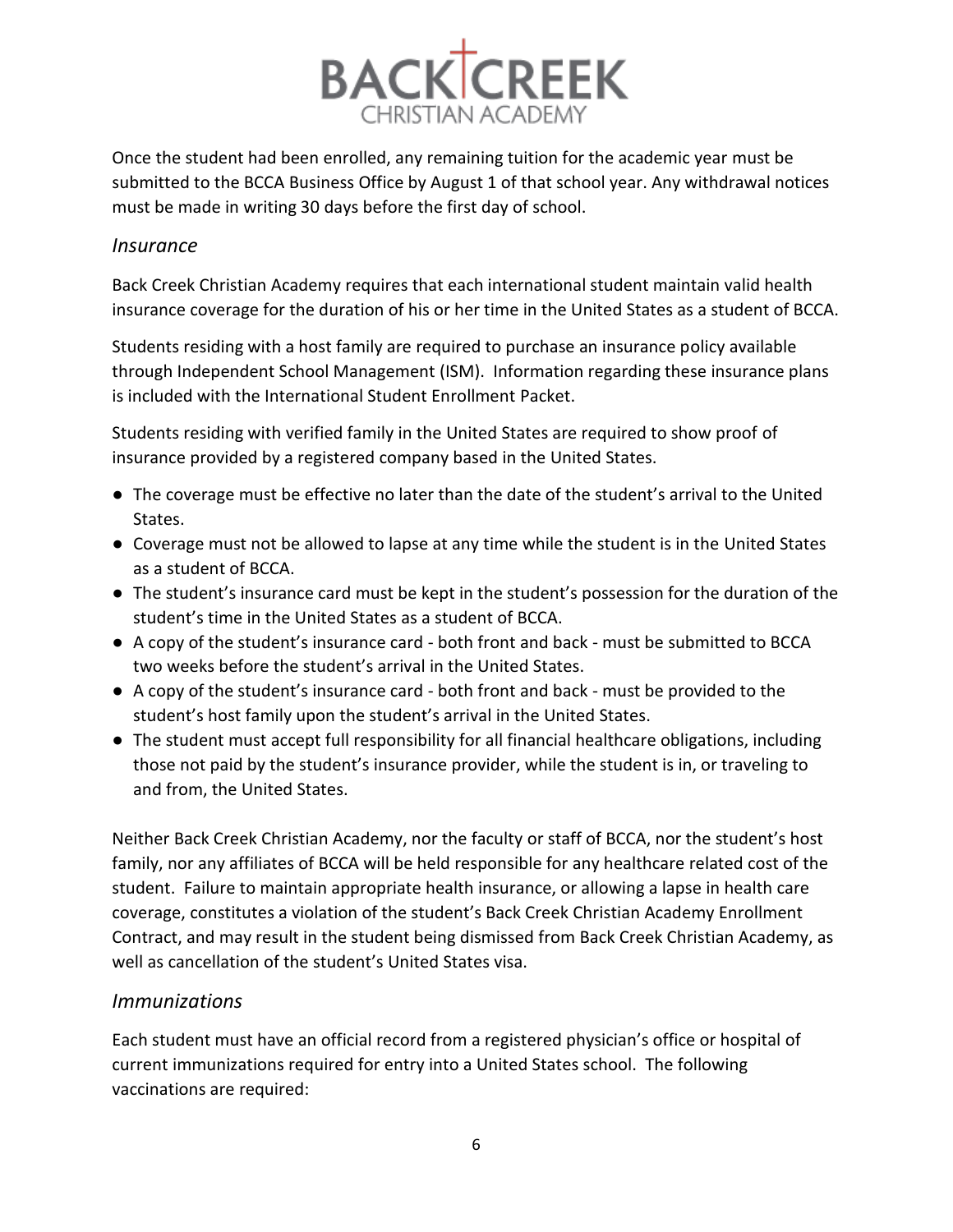Once the student had been enrolled, any remaining tuition for the academic year must be submitted to the BCCA Business Office by August 1 of that school year. Any withdrawal notices must be made in writing 30 days before the first day of school.

### *Insurance*

Back Creek Christian Academy requires that each international student maintain valid health insurance coverage for the duration of his or her time in the United States as a student of BCCA.

Students residing with a host family are required to purchase an insurance policy available through Independent School Management (ISM). Information regarding these insurance plans is included with the International Student Enrollment Packet.

Students residing with verified family in the United States are required to show proof of insurance provided by a registered company based in the United States.

- The coverage must be effective no later than the date of the student's arrival to the United States.
- Coverage must not be allowed to lapse at any time while the student is in the United States as a student of BCCA.
- The student's insurance card must be kept in the student's possession for the duration of the student's time in the United States as a student of BCCA.
- A copy of the student's insurance card - both front and back - must be submitted to BCCA two weeks before the student's arrival in the United States.
- A copy of the student's insurance card - both front and back - must be provided to the student's host family upon the student's arrival in the United States.
- The student must accept full responsibility for all financial healthcare obligations, including those not paid by the student's insurance provider, while the student is in, or traveling to and from, the United States.

Neither Back Creek Christian Academy, nor the faculty or staff of BCCA, nor the student's host family, nor any affiliates of BCCA will be held responsible for any healthcare related cost of the student. Failure to maintain appropriate health insurance, or allowing a lapse in health care coverage, constitutes a violation of the student's Back Creek Christian Academy Enrollment Contract, and may result in the student being dismissed from Back Creek Christian Academy, as well as cancellation of the student's United States visa.

### *Immunizations*

Each student must have an official record from a registered physician's office or hospital of current immunizations required for entry into a United States school. The following vaccinations are required: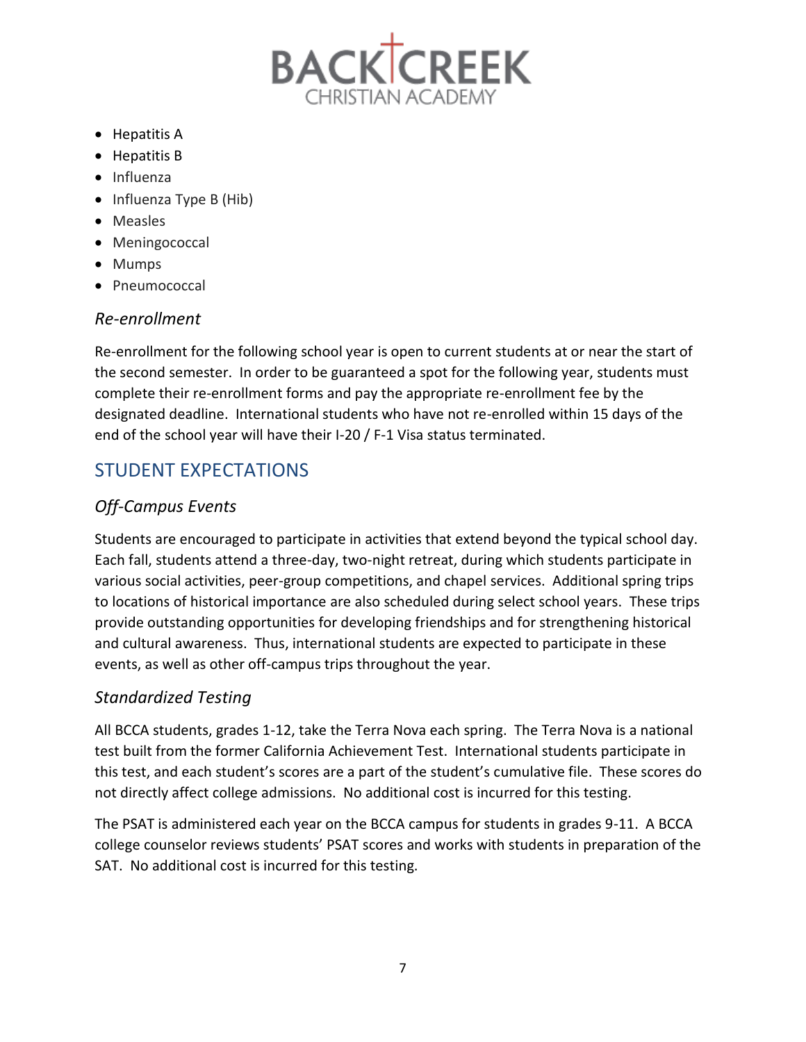- Hepatitis A
- Hepatitis B
- Influenza
- Influenza Type B (Hib)
- Measles
- Meningococcal
- Mumps
- Pneumococcal

### *Re-enrollment*

Re-enrollment for the following school year is open to current students at or near the start of the second semester. In order to be guaranteed a spot for the following year, students must complete their re-enrollment forms and pay the appropriate re-enrollment fee by the designated deadline. International students who have not re-enrolled within 15 days of the end of the school year will have their I-20 / F-1 Visa status terminated.

## STUDENT EXPECTATIONS

### *Off-Campus Events*

Students are encouraged to participate in activities that extend beyond the typical school day. Each fall, students attend a three-day, two-night retreat, during which students participate in various social activities, peer-group competitions, and chapel services. Additional spring trips to locations of historical importance are also scheduled during select school years. These trips provide outstanding opportunities for developing friendships and for strengthening historical and cultural awareness. Thus, international students are expected to participate in these events, as well as other off-campus trips throughout the year.

### *Standardized Testing*

All BCCA students, grades 1-12, take the Terra Nova each spring. The Terra Nova is a national test built from the former California Achievement Test. International students participate in this test, and each student's scores are a part of the student's cumulative file. These scores do not directly affect college admissions. No additional cost is incurred for this testing.

The PSAT is administered each year on the BCCA campus for students in grades 9-11. A BCCA college counselor reviews students' PSAT scores and works with students in preparation of the SAT. No additional cost is incurred for this testing.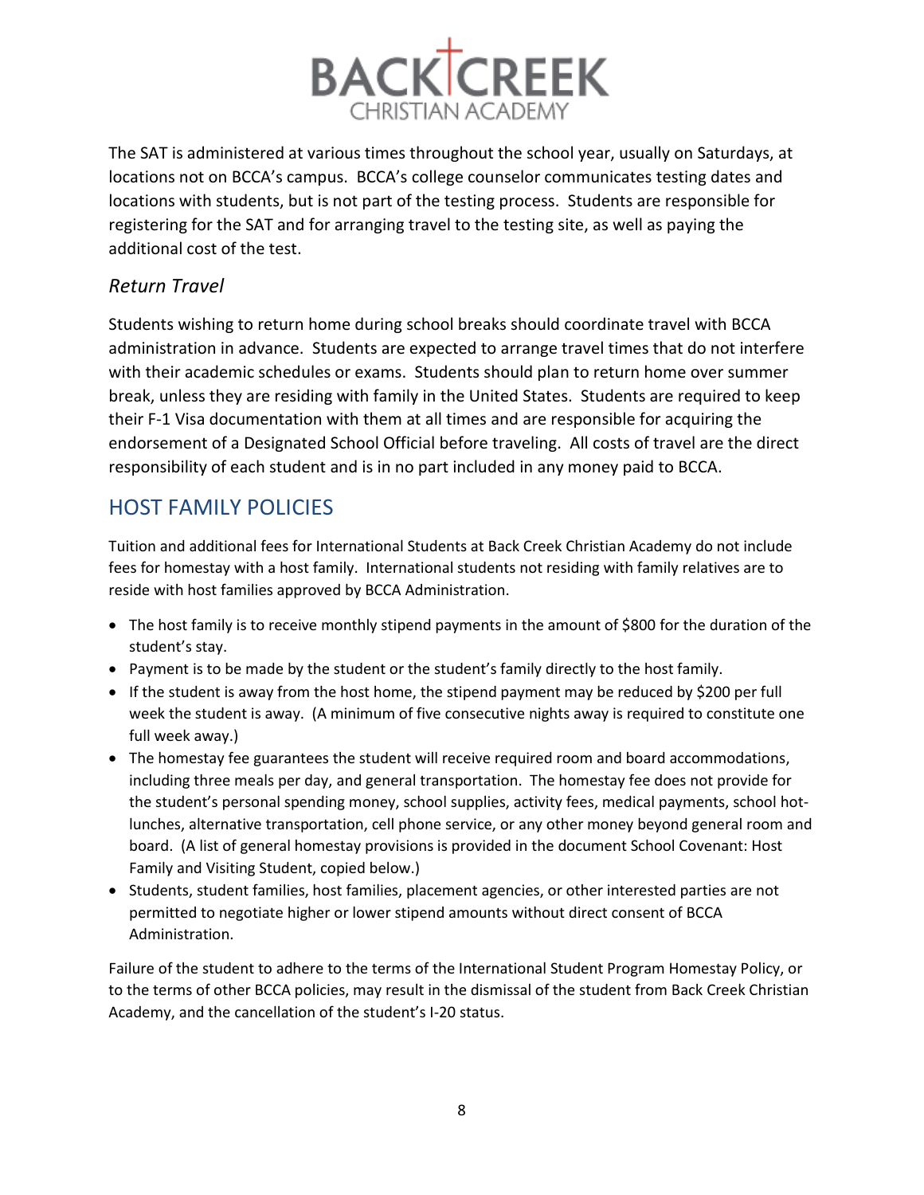The SAT is administered at various times throughout the school year, usually on Saturdays, at locations not on BCCA's campus. BCCA's college counselor communicates testing dates and locations with students, but is not part of the testing process. Students are responsible for registering for the SAT and for arranging travel to the testing site, as well as paying the additional cost of the test.

### *Return Travel*

Students wishing to return home during school breaks should coordinate travel with BCCA administration in advance. Students are expected to arrange travel times that do not interfere with their academic schedules or exams. Students should plan to return home over summer break, unless they are residing with family in the United States. Students are required to keep their F-1 Visa documentation with them at all times and are responsible for acquiring the endorsement of a Designated School Official before traveling. All costs of travel are the direct responsibility of each student and is in no part included in any money paid to BCCA.

## HOST FAMILY POLICIES

Tuition and additional fees for International Students at Back Creek Christian Academy do not include fees for homestay with a host family. International students not residing with family relatives are to reside with host families approved by BCCA Administration.

- The host family is to receive monthly stipend payments in the amount of $800 for the duration of the student's stay.
- Payment is to be made by the student or the student's family directly to the host family.
- If the student is away from the host home, the stipend payment may be reduced by $200 per full week the student is away. (A minimum of five consecutive nights away is required to constitute one full week away.)
- The homestay fee guarantees the student will receive required room and board accommodations, including three meals per day, and general transportation. The homestay fee does not provide for the student's personal spending money, school supplies, activity fees, medical payments, school hot-lunches, alternative transportation, cell phone service, or any other money beyond general room and board. (A list of general homestay provisions is provided in the document School Covenant: Host Family and Visiting Student, copied below.)
- Students, student families, host families, placement agencies, or other interested parties are not permitted to negotiate higher or lower stipend amounts without direct consent of BCCA Administration.

Failure of the student to adhere to the terms of the International Student Program Homestay Policy, or to the terms of other BCCA policies, may result in the dismissal of the student from Back Creek Christian Academy, and the cancellation of the student's I-20 status.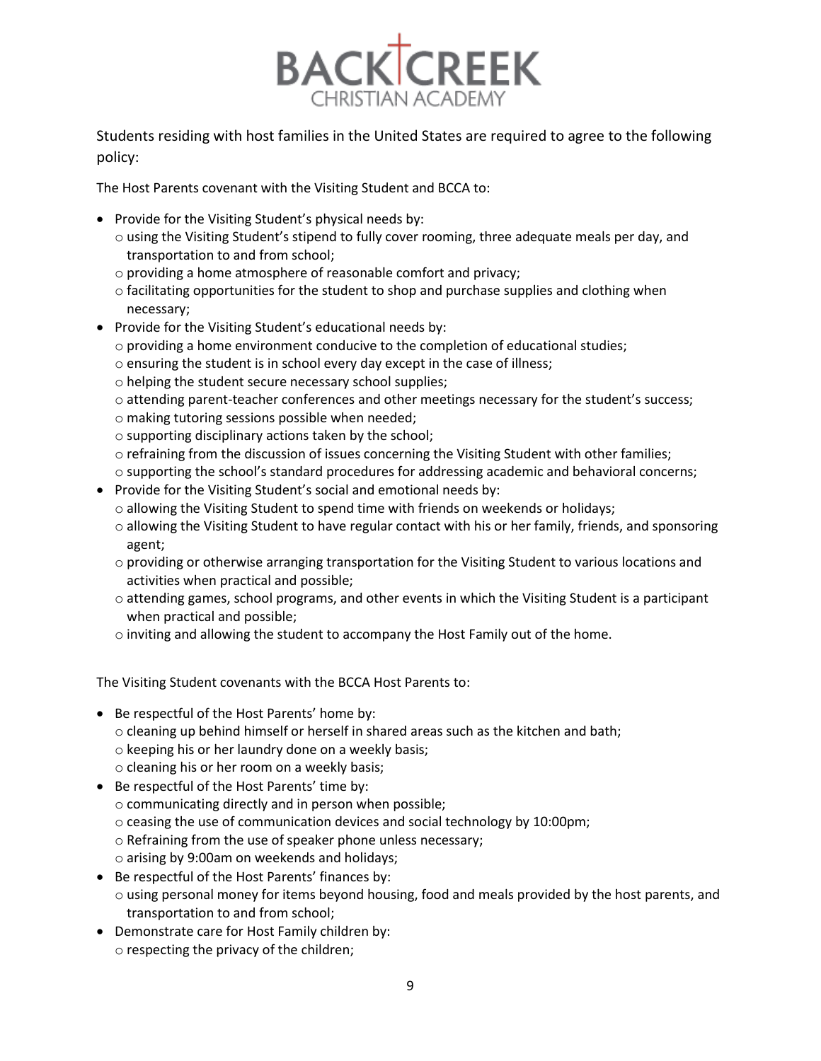Students residing with host families in the United States are required to agree to the following policy:

The Host Parents covenant with the Visiting Student and BCCA to:

- Provide for the Visiting Student's physical needs by:
  - using the Visiting Student's stipend to fully cover rooming, three adequate meals per day, and transportation to and from school;
  - providing a home atmosphere of reasonable comfort and privacy;
  - facilitating opportunities for the student to shop and purchase supplies and clothing when necessary;
- Provide for the Visiting Student's educational needs by:
  - providing a home environment conducive to the completion of educational studies;
  - ensuring the student is in school every day except in the case of illness;
  - helping the student secure necessary school supplies;
  - attending parent-teacher conferences and other meetings necessary for the student's success;
  - making tutoring sessions possible when needed;
  - supporting disciplinary actions taken by the school;
  - refraining from the discussion of issues concerning the Visiting Student with other families;
  - supporting the school's standard procedures for addressing academic and behavioral concerns;
- Provide for the Visiting Student's social and emotional needs by:
  - allowing the Visiting Student to spend time with friends on weekends or holidays;
  - allowing the Visiting Student to have regular contact with his or her family, friends, and sponsoring agent;
  - providing or otherwise arranging transportation for the Visiting Student to various locations and activities when practical and possible;
  - attending games, school programs, and other events in which the Visiting Student is a participant when practical and possible;
  - inviting and allowing the student to accompany the Host Family out of the home.

The Visiting Student covenants with the BCCA Host Parents to:

- Be respectful of the Host Parents' home by:
  - cleaning up behind himself or herself in shared areas such as the kitchen and bath;
  - keeping his or her laundry done on a weekly basis;
  - cleaning his or her room on a weekly basis;
- Be respectful of the Host Parents' time by:
  - communicating directly and in person when possible;
  - ceasing the use of communication devices and social technology by 10:00pm;
  - Refraining from the use of speaker phone unless necessary;
  - arising by 9:00am on weekends and holidays;
- Be respectful of the Host Parents' finances by:
  - using personal money for items beyond housing, food and meals provided by the host parents, and transportation to and from school;
- Demonstrate care for Host Family children by:
  - respecting the privacy of the children;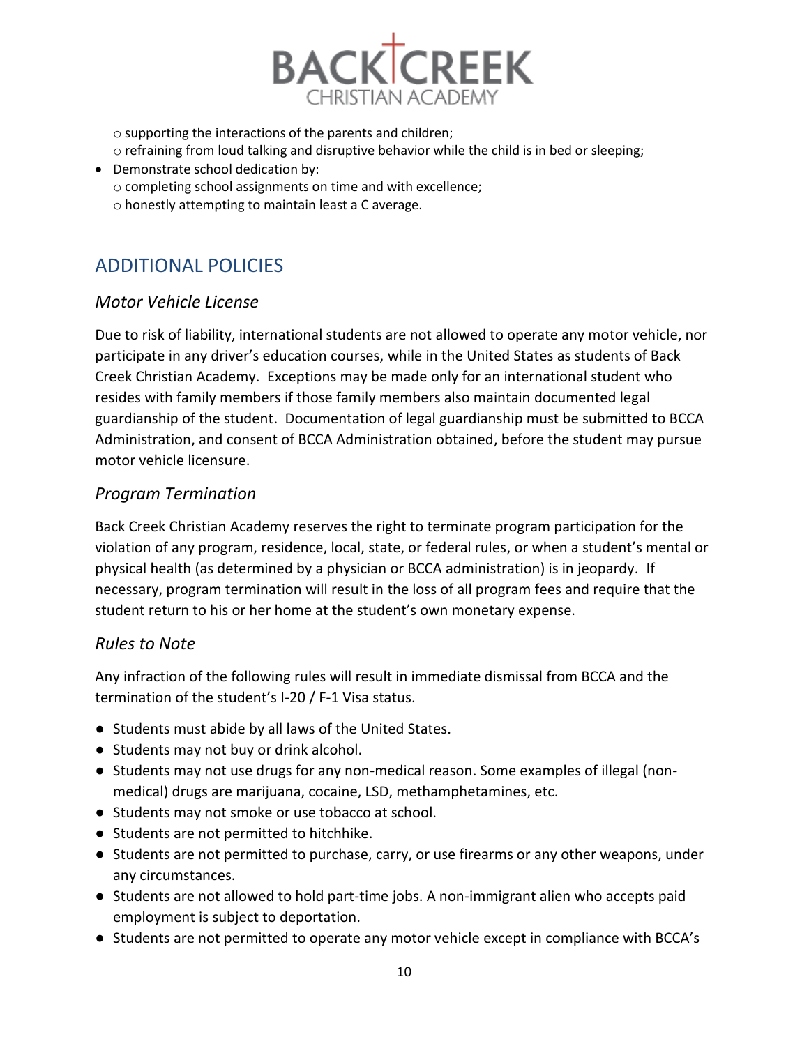- supporting the interactions of the parents and children;
   - refraining from loud talking and disruptive behavior while the child is in bed or sleeping;
- Demonstrate school dedication by:
   - completing school assignments on time and with excellence;
   - honestly attempting to maintain least a C average.

## ADDITIONAL POLICIES

### *Motor Vehicle License*

Due to risk of liability, international students are not allowed to operate any motor vehicle, nor participate in any driver's education courses, while in the United States as students of Back Creek Christian Academy. Exceptions may be made only for an international student who resides with family members if those family members also maintain documented legal guardianship of the student. Documentation of legal guardianship must be submitted to BCCA Administration, and consent of BCCA Administration obtained, before the student may pursue motor vehicle licensure.

### *Program Termination*

Back Creek Christian Academy reserves the right to terminate program participation for the violation of any program, residence, local, state, or federal rules, or when a student's mental or physical health (as determined by a physician or BCCA administration) is in jeopardy. If necessary, program termination will result in the loss of all program fees and require that the student return to his or her home at the student's own monetary expense.

### *Rules to Note*

Any infraction of the following rules will result in immediate dismissal from BCCA and the termination of the student's I-20 / F-1 Visa status.

- Students must abide by all laws of the United States.
- Students may not buy or drink alcohol.
- Students may not use drugs for any non-medical reason. Some examples of illegal (non-medical) drugs are marijuana, cocaine, LSD, methamphetamines, etc.
- Students may not smoke or use tobacco at school.
- Students are not permitted to hitchhike.
- Students are not permitted to purchase, carry, or use firearms or any other weapons, under any circumstances.
- Students are not allowed to hold part-time jobs. A non-immigrant alien who accepts paid employment is subject to deportation.
- Students are not permitted to operate any motor vehicle except in compliance with BCCA's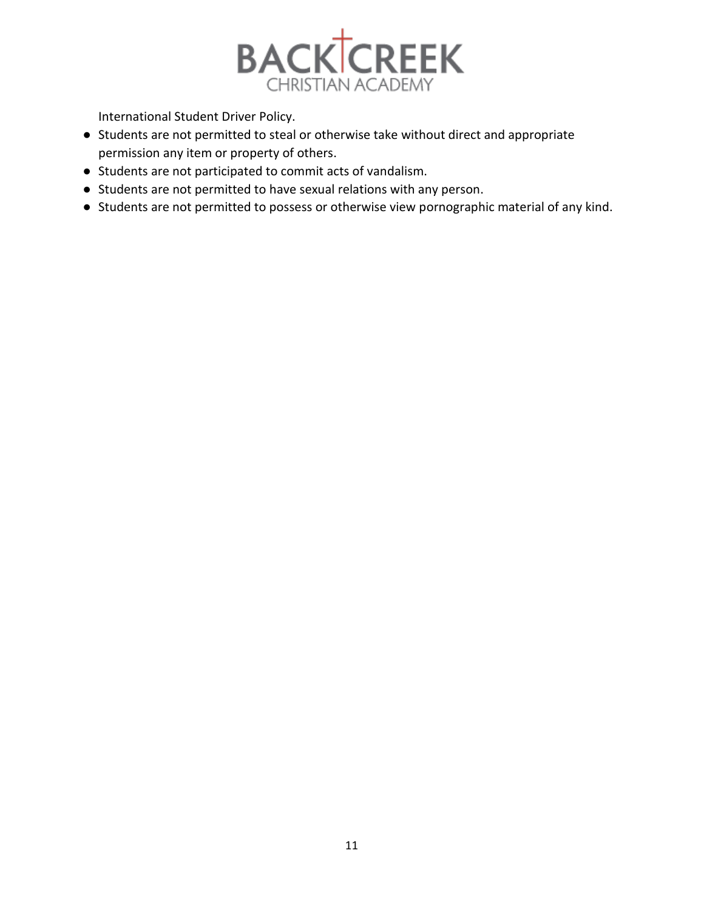International Student Driver Policy.

- Students are not permitted to steal or otherwise take without direct and appropriate permission any item or property of others.
- Students are not participated to commit acts of vandalism.
- Students are not permitted to have sexual relations with any person.
- Students are not permitted to possess or otherwise view pornographic material of any kind.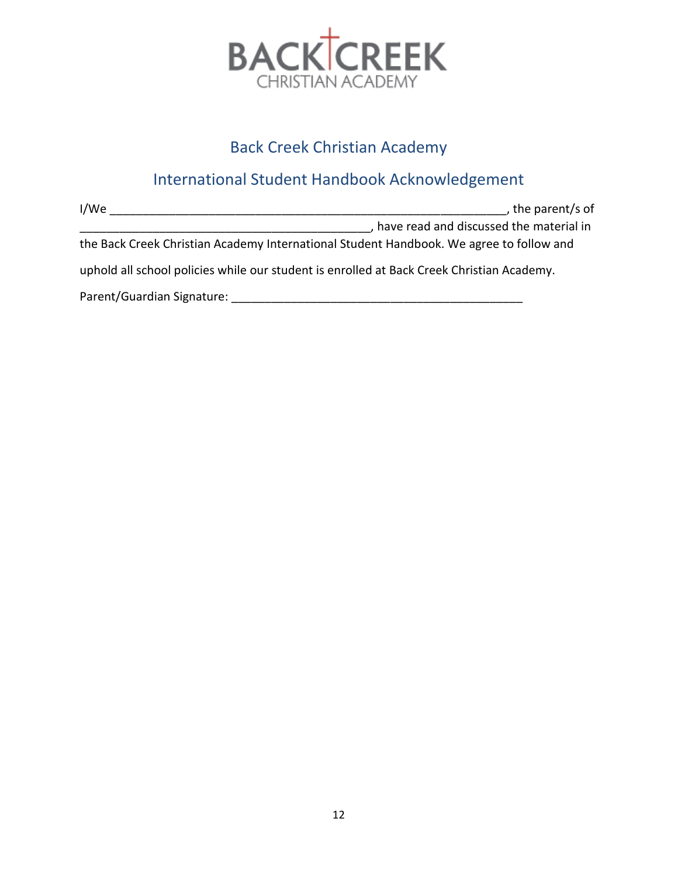BACK CREEK
CHRISTIAN ACADEMY

## Back Creek Christian Academy

## International Student Handbook Acknowledgement

I/We ______________________________________________________________, the parent/s of _____________________________________________, have read and discussed the material in the Back Creek Christian Academy International Student Handbook. We agree to follow and uphold all school policies while our student is enrolled at Back Creek Christian Academy.

Parent/Guardian Signature: _____________________________________________